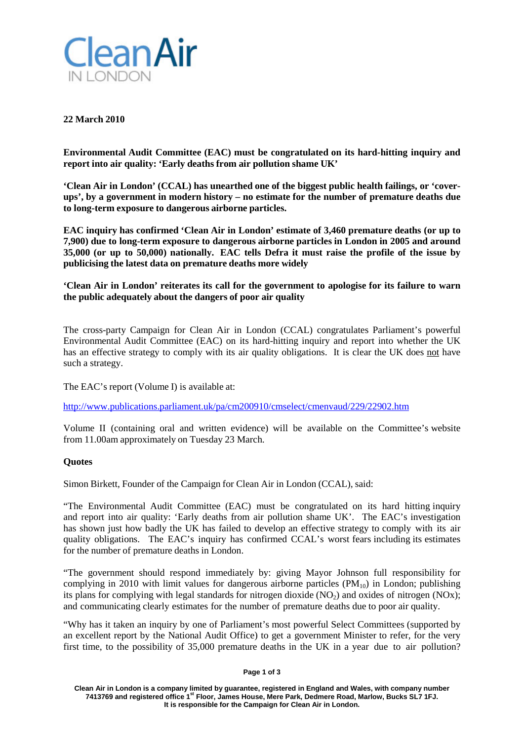# Clean Air IN LONDON

**22 March 2010**

**Environmental Audit Committee (EAC) must be congratulated on its hard-hitting inquiry and report into air quality: 'Early deaths from air pollution shame UK'**

**'Clean Air in London' (CCAL) has unearthed one of the biggest public health failings, or 'cover-ups', by a government in modern history – no estimate for the number of premature deaths due to long-term exposure to dangerous airborne particles.**

**EAC inquiry has confirmed 'Clean Air in London' estimate of 3,460 premature deaths (or up to 7,900) due to long-term exposure to dangerous airborne particles in London in 2005 and around 35,000 (or up to 50,000) nationally. EAC tells Defra it must raise the profile of the issue by publicising the latest data on premature deaths more widely**

**'Clean Air in London' reiterates its call for the government to apologise for its failure to warn the public adequately about the dangers of poor air quality**

The cross-party Campaign for Clean Air in London (CCAL) congratulates Parliament's powerful Environmental Audit Committee (EAC) on its hard-hitting inquiry and report into whether the UK has an effective strategy to comply with its air quality obligations. It is clear the UK does not have such a strategy.

The EAC's report (Volume I) is available at:

http://www.publications.parliament.uk/pa/cm200910/cmselect/cmenvaud/229/22902.htm

Volume II (containing oral and written evidence) will be available on the Committee's website from 11.00am approximately on Tuesday 23 March.

**Quotes**

Simon Birkett, Founder of the Campaign for Clean Air in London (CCAL), said:

"The Environmental Audit Committee (EAC) must be congratulated on its hard hitting inquiry and report into air quality: 'Early deaths from air pollution shame UK'. The EAC's investigation has shown just how badly the UK has failed to develop an effective strategy to comply with its air quality obligations. The EAC's inquiry has confirmed CCAL's worst fears including its estimates for the number of premature deaths in London.

"The government should respond immediately by: giving Mayor Johnson full responsibility for complying in 2010 with limit values for dangerous airborne particles ($PM_{10}$) in London; publishing its plans for complying with legal standards for nitrogen dioxide ($NO_2$) and oxides of nitrogen (NOx); and communicating clearly estimates for the number of premature deaths due to poor air quality.

"Why has it taken an inquiry by one of Parliament's most powerful Select Committees (supported by an excellent report by the National Audit Office) to get a government Minister to refer, for the very first time, to the possibility of 35,000 premature deaths in the UK in a year due to air pollution?

Clean Air in London is a company limited by guarantee, registered in England and Wales, with company number 7413769 and registered office 1st Floor, James House, Mere Park, Dedmere Road, Marlow, Bucks SL7 1FJ. It is responsible for the Campaign for Clean Air in London.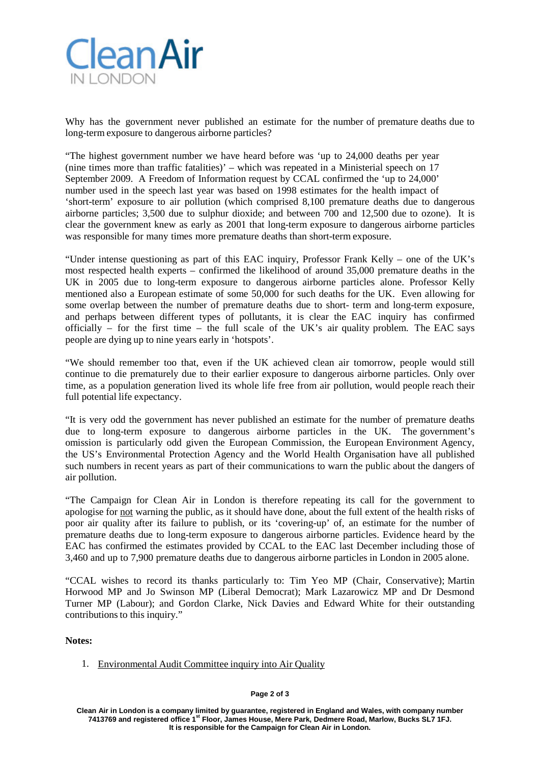Why has the government never published an estimate for the number of premature deaths due to long-term exposure to dangerous airborne particles?

"The highest government number we have heard before was 'up to 24,000 deaths per year (nine times more than traffic fatalities)' – which was repeated in a Ministerial speech on 17 September 2009. A Freedom of Information request by CCAL confirmed the 'up to 24,000' number used in the speech last year was based on 1998 estimates for the health impact of 'short-term' exposure to air pollution (which comprised 8,100 premature deaths due to dangerous airborne particles; 3,500 due to sulphur dioxide; and between 700 and 12,500 due to ozone). It is clear the government knew as early as 2001 that long-term exposure to dangerous airborne particles was responsible for many times more premature deaths than short-term exposure.

"Under intense questioning as part of this EAC inquiry, Professor Frank Kelly – one of the UK's most respected health experts – confirmed the likelihood of around 35,000 premature deaths in the UK in 2005 due to long-term exposure to dangerous airborne particles alone. Professor Kelly mentioned also a European estimate of some 50,000 for such deaths for the UK. Even allowing for some overlap between the number of premature deaths due to short- term and long-term exposure, and perhaps between different types of pollutants, it is clear the EAC inquiry has confirmed officially – for the first time – the full scale of the UK's air quality problem. The EAC says people are dying up to nine years early in 'hotspots'.

"We should remember too that, even if the UK achieved clean air tomorrow, people would still continue to die prematurely due to their earlier exposure to dangerous airborne particles. Only over time, as a population generation lived its whole life free from air pollution, would people reach their full potential life expectancy.

"It is very odd the government has never published an estimate for the number of premature deaths due to long-term exposure to dangerous airborne particles in the UK. The government's omission is particularly odd given the European Commission, the European Environment Agency, the US's Environmental Protection Agency and the World Health Organisation have all published such numbers in recent years as part of their communications to warn the public about the dangers of air pollution.

"The Campaign for Clean Air in London is therefore repeating its call for the government to apologise for not warning the public, as it should have done, about the full extent of the health risks of poor air quality after its failure to publish, or its 'covering-up' of, an estimate for the number of premature deaths due to long-term exposure to dangerous airborne particles. Evidence heard by the EAC has confirmed the estimates provided by CCAL to the EAC last December including those of 3,460 and up to 7,900 premature deaths due to dangerous airborne particles in London in 2005 alone.

"CCAL wishes to record its thanks particularly to: Tim Yeo MP (Chair, Conservative); Martin Horwood MP and Jo Swinson MP (Liberal Democrat); Mark Lazarowicz MP and Dr Desmond Turner MP (Labour); and Gordon Clarke, Nick Davies and Edward White for their outstanding contributions to this inquiry."

**Notes:**

1. Environmental Audit Committee inquiry into Air Quality

Clean Air in London is a company limited by guarantee, registered in England and Wales, with company number 7413769 and registered office 1st Floor, James House, Mere Park, Dedmere Road, Marlow, Bucks SL7 1FJ. It is responsible for the Campaign for Clean Air in London.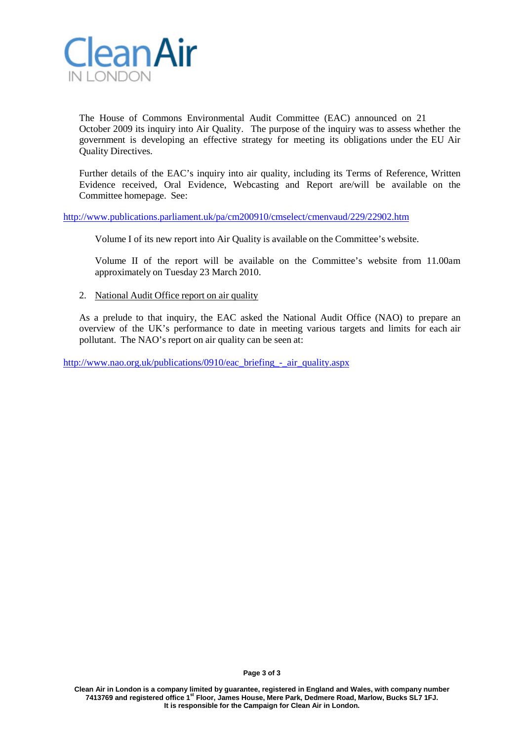The House of Commons Environmental Audit Committee (EAC) announced on 21 October 2009 its inquiry into Air Quality. The purpose of the inquiry was to assess whether the government is developing an effective strategy for meeting its obligations under the EU Air Quality Directives.

Further details of the EAC's inquiry into air quality, including its Terms of Reference, Written Evidence received, Oral Evidence, Webcasting and Report are/will be available on the Committee homepage. See:

http://www.publications.parliament.uk/pa/cm200910/cmselect/cmenvaud/229/22902.htm

Volume I of its new report into Air Quality is available on the Committee's website.

Volume II of the report will be available on the Committee's website from 11.00am approximately on Tuesday 23 March 2010.

2. National Audit Office report on air quality

As a prelude to that inquiry, the EAC asked the National Audit Office (NAO) to prepare an overview of the UK's performance to date in meeting various targets and limits for each air pollutant. The NAO's report on air quality can be seen at:

http://www.nao.org.uk/publications/0910/eac_briefing_-_air_quality.aspx

**Clean Air in London is a company limited by guarantee, registered in England and Wales, with company number 7413769 and registered office 1st Floor, James House, Mere Park, Dedmere Road, Marlow, Bucks SL7 1FJ. It is responsible for the Campaign for Clean Air in London.**